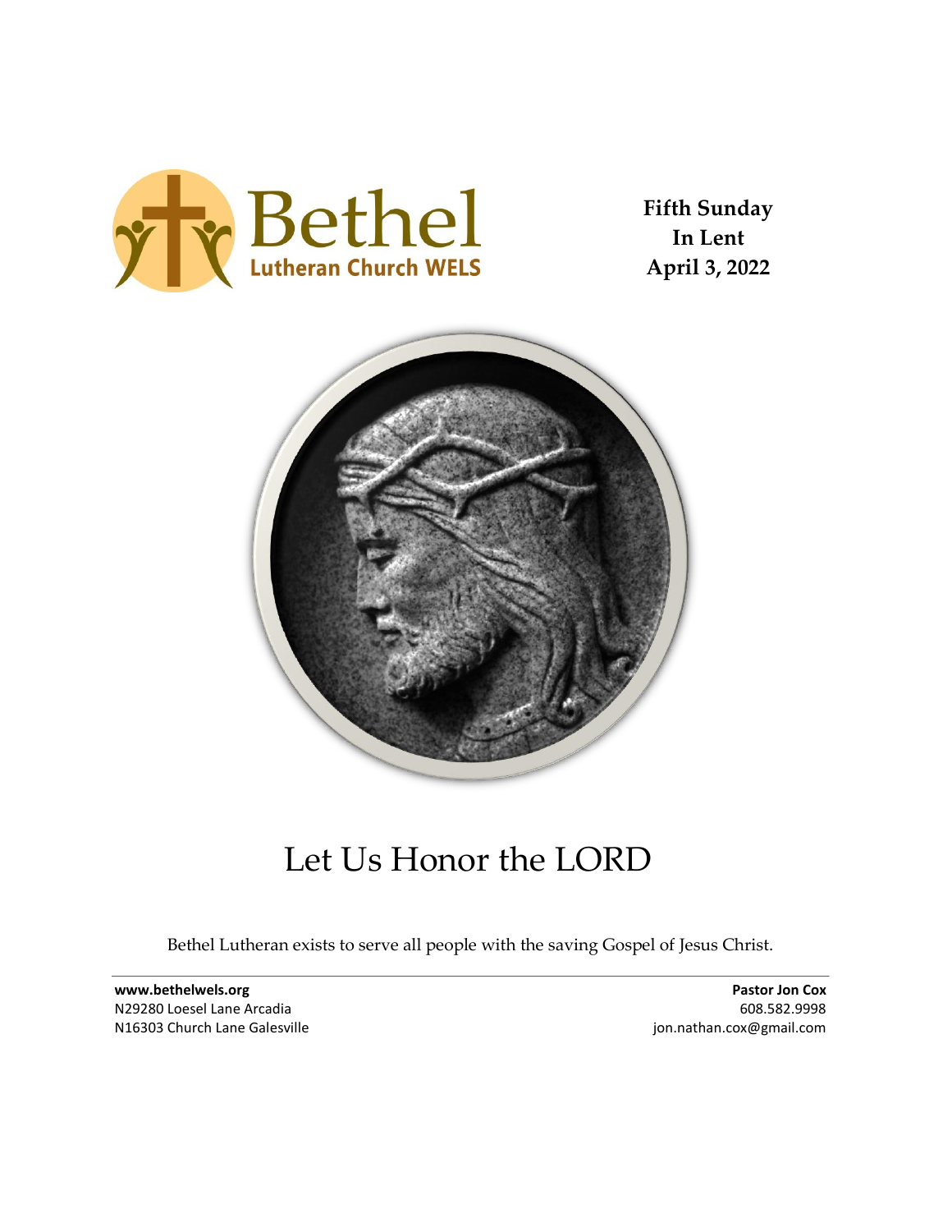Bethel Lutheran Church WELS

**Fifth Sunday In Lent April 3, 2022**

# Let Us Honor the LORD

Bethel Lutheran exists to serve all people with the saving Gospel of Jesus Christ.

**www.bethelwels.org**
N29280 Loesel Lane Arcadia
N16303 Church Lane Galesville

**Pastor Jon Cox**
608.582.9998
jon.nathan.cox@gmail.com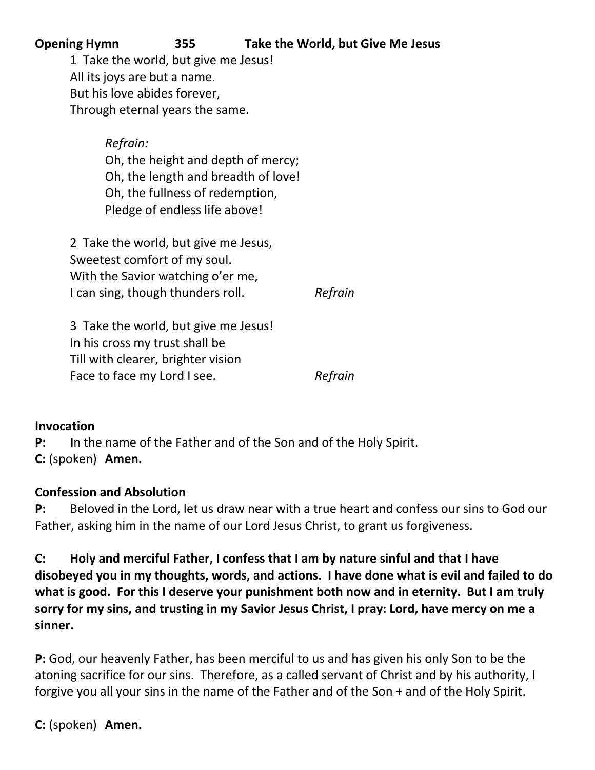**Opening Hymn 355 Take the World, but Give Me Jesus**

1 Take the world, but give me Jesus!
All its joys are but a name.
But his love abides forever,
Through eternal years the same.

*Refrain:*
Oh, the height and depth of mercy;
Oh, the length and breadth of love!
Oh, the fullness of redemption,
Pledge of endless life above!

2 Take the world, but give me Jesus,
Sweetest comfort of my soul.
With the Savior watching o'er me,
I can sing, though thunders roll. *Refrain*

3 Take the world, but give me Jesus!
In his cross my trust shall be
Till with clearer, brighter vision
Face to face my Lord I see. *Refrain*

**Invocation**

**P:** **I**n the name of the Father and of the Son and of the Holy Spirit.

**C:** (spoken) **Amen.**

**Confession and Absolution**

**P:** Beloved in the Lord, let us draw near with a true heart and confess our sins to God our Father, asking him in the name of our Lord Jesus Christ, to grant us forgiveness.

**C: Holy and merciful Father, I confess that I am by nature sinful and that I have disobeyed you in my thoughts, words, and actions. I have done what is evil and failed to do what is good. For this I deserve your punishment both now and in eternity. But I am truly sorry for my sins, and trusting in my Savior Jesus Christ, I pray: Lord, have mercy on me a sinner.**

**P:** God, our heavenly Father, has been merciful to us and has given his only Son to be the atoning sacrifice for our sins. Therefore, as a called servant of Christ and by his authority, I forgive you all your sins in the name of the Father and of the Son + and of the Holy Spirit.

**C:** (spoken) **Amen.**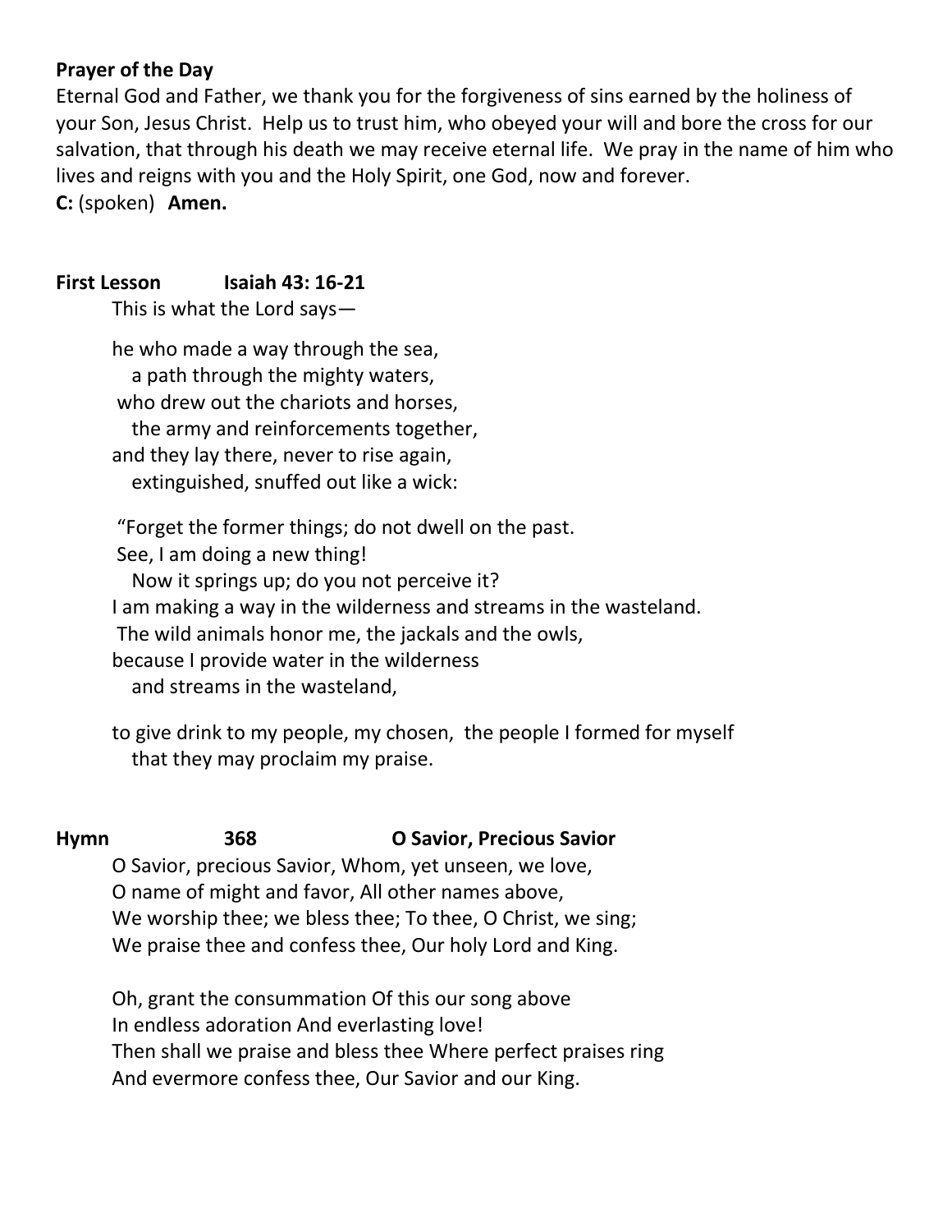**Prayer of the Day**

Eternal God and Father, we thank you for the forgiveness of sins earned by the holiness of your Son, Jesus Christ. Help us to trust him, who obeyed your will and bore the cross for our salvation, that through his death we may receive eternal life. We pray in the name of him who lives and reigns with you and the Holy Spirit, one God, now and forever.

**C:** (spoken) **Amen.**

**First Lesson Isaiah 43: 16-21**

This is what the Lord says—

he who made a way through the sea,
a path through the mighty waters,
who drew out the chariots and horses,
the army and reinforcements together,
and they lay there, never to rise again,
extinguished, snuffed out like a wick:

"Forget the former things; do not dwell on the past.
See, I am doing a new thing!
Now it springs up; do you not perceive it?
I am making a way in the wilderness and streams in the wasteland.
The wild animals honor me, the jackals and the owls,
because I provide water in the wilderness
and streams in the wasteland,

to give drink to my people, my chosen, the people I formed for myself
that they may proclaim my praise.

**Hymn 368 O Savior, Precious Savior**

O Savior, precious Savior, Whom, yet unseen, we love,
O name of might and favor, All other names above,
We worship thee; we bless thee; To thee, O Christ, we sing;
We praise thee and confess thee, Our holy Lord and King.

Oh, grant the consummation Of this our song above
In endless adoration And everlasting love!
Then shall we praise and bless thee Where perfect praises ring
And evermore confess thee, Our Savior and our King.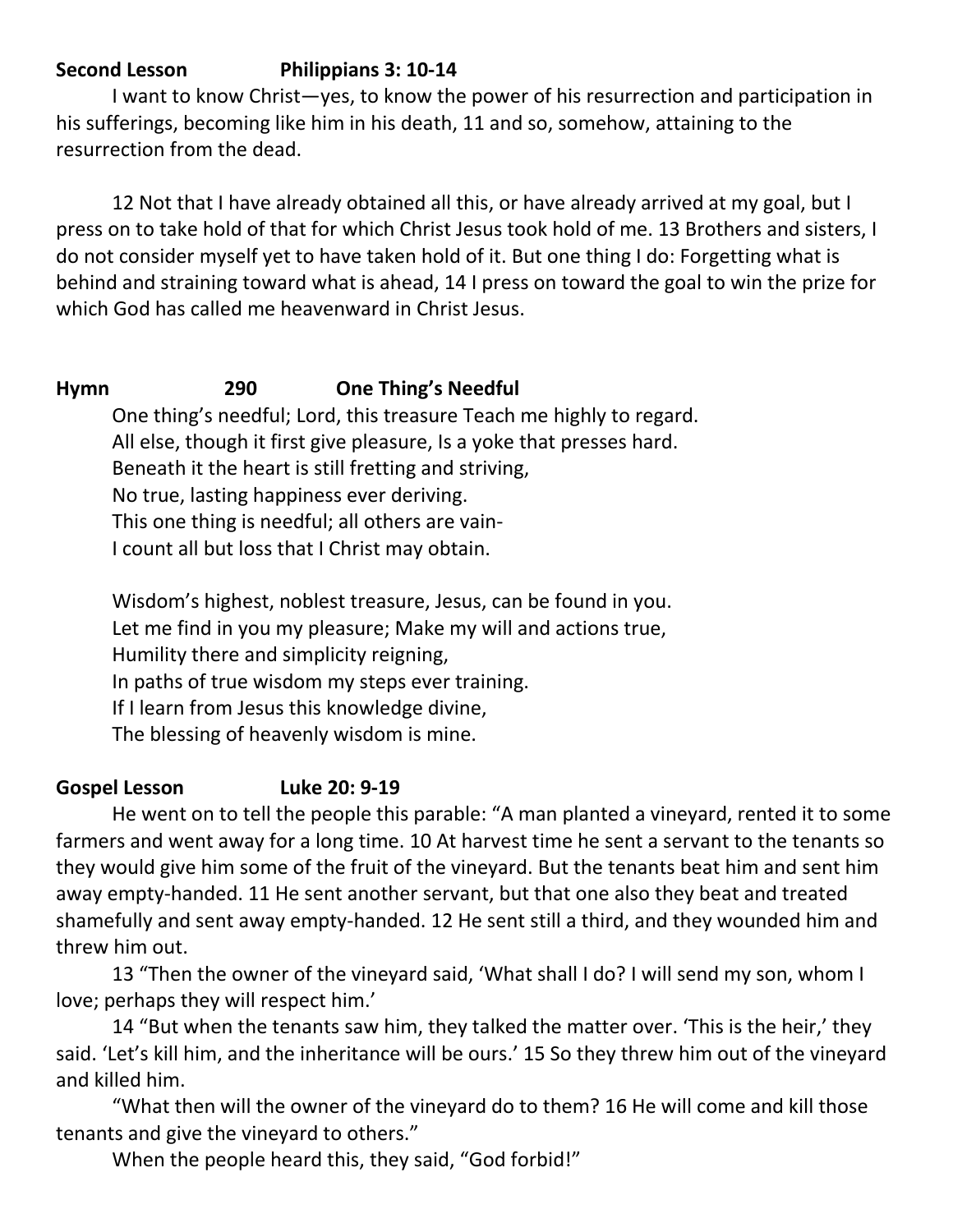**Second Lesson Philippians 3: 10-14**

I want to know Christ—yes, to know the power of his resurrection and participation in his sufferings, becoming like him in his death, 11 and so, somehow, attaining to the resurrection from the dead.

12 Not that I have already obtained all this, or have already arrived at my goal, but I press on to take hold of that for which Christ Jesus took hold of me. 13 Brothers and sisters, I do not consider myself yet to have taken hold of it. But one thing I do: Forgetting what is behind and straining toward what is ahead, 14 I press on toward the goal to win the prize for which God has called me heavenward in Christ Jesus.

**Hymn 290 One Thing's Needful**

One thing's needful; Lord, this treasure Teach me highly to regard.
All else, though it first give pleasure, Is a yoke that presses hard.
Beneath it the heart is still fretting and striving,
No true, lasting happiness ever deriving.
This one thing is needful; all others are vain-
I count all but loss that I Christ may obtain.

Wisdom's highest, noblest treasure, Jesus, can be found in you.
Let me find in you my pleasure; Make my will and actions true,
Humility there and simplicity reigning,
In paths of true wisdom my steps ever training.
If I learn from Jesus this knowledge divine,
The blessing of heavenly wisdom is mine.

**Gospel Lesson Luke 20: 9-19**

He went on to tell the people this parable: "A man planted a vineyard, rented it to some farmers and went away for a long time. 10 At harvest time he sent a servant to the tenants so they would give him some of the fruit of the vineyard. But the tenants beat him and sent him away empty-handed. 11 He sent another servant, but that one also they beat and treated shamefully and sent away empty-handed. 12 He sent still a third, and they wounded him and threw him out.

13 "Then the owner of the vineyard said, 'What shall I do? I will send my son, whom I love; perhaps they will respect him.'

14 "But when the tenants saw him, they talked the matter over. 'This is the heir,' they said. 'Let's kill him, and the inheritance will be ours.' 15 So they threw him out of the vineyard and killed him.

"What then will the owner of the vineyard do to them? 16 He will come and kill those tenants and give the vineyard to others."

When the people heard this, they said, "God forbid!"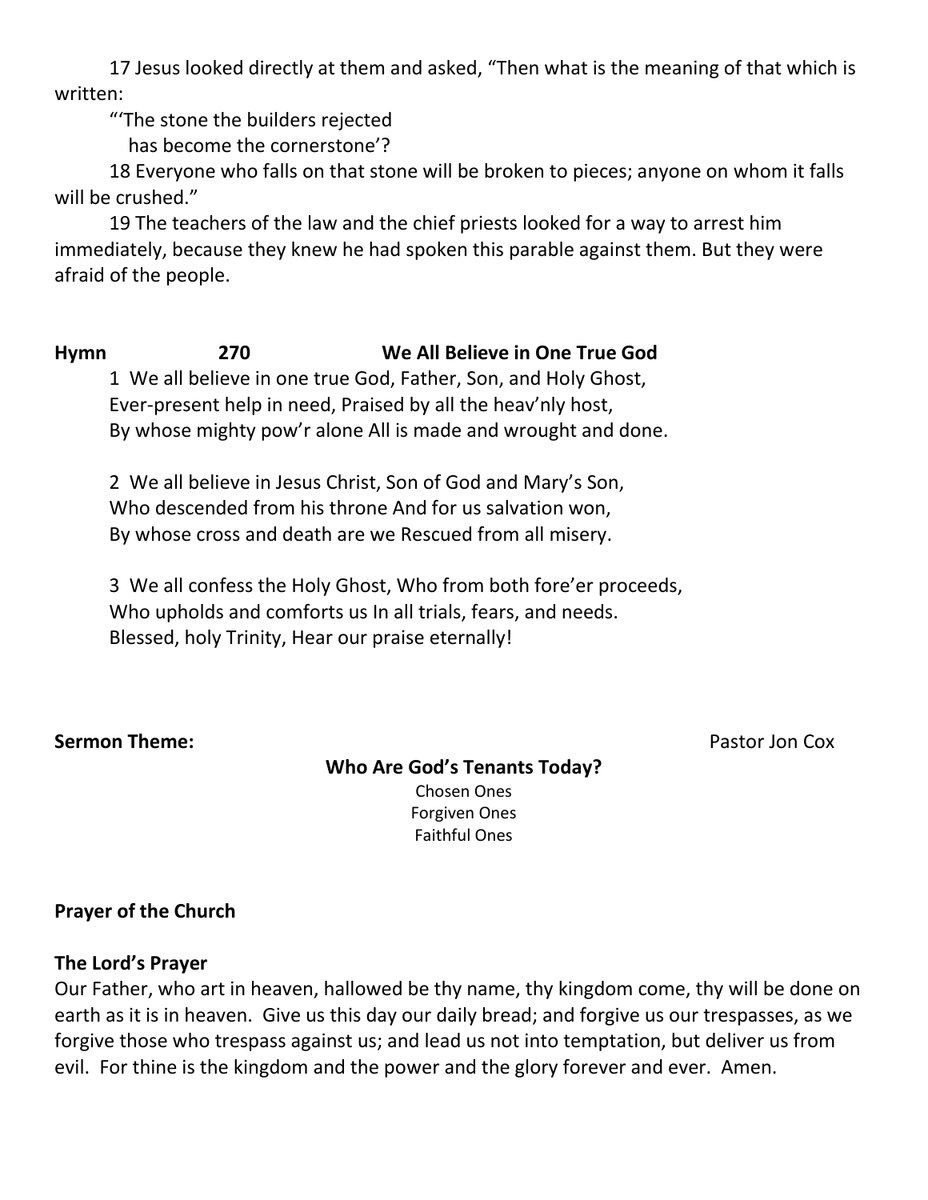17 Jesus looked directly at them and asked, "Then what is the meaning of that which is written:

"'The stone the builders rejected
has become the cornerstone'?

18 Everyone who falls on that stone will be broken to pieces; anyone on whom it falls will be crushed."

19 The teachers of the law and the chief priests looked for a way to arrest him immediately, because they knew he had spoken this parable against them. But they were afraid of the people.

**Hymn 270 We All Believe in One True God**

1 We all believe in one true God, Father, Son, and Holy Ghost,
Ever-present help in need, Praised by all the heav'nly host,
By whose mighty pow'r alone All is made and wrought and done.

2 We all believe in Jesus Christ, Son of God and Mary's Son,
Who descended from his throne And for us salvation won,
By whose cross and death are we Rescued from all misery.

3 We all confess the Holy Ghost, Who from both fore'er proceeds,
Who upholds and comforts us In all trials, fears, and needs.
Blessed, holy Trinity, Hear our praise eternally!

**Sermon Theme:** Pastor Jon Cox

**Who Are God's Tenants Today?**

Chosen Ones
Forgiven Ones
Faithful Ones

**Prayer of the Church**

**The Lord's Prayer**

Our Father, who art in heaven, hallowed be thy name, thy kingdom come, thy will be done on earth as it is in heaven. Give us this day our daily bread; and forgive us our trespasses, as we forgive those who trespass against us; and lead us not into temptation, but deliver us from evil. For thine is the kingdom and the power and the glory forever and ever. Amen.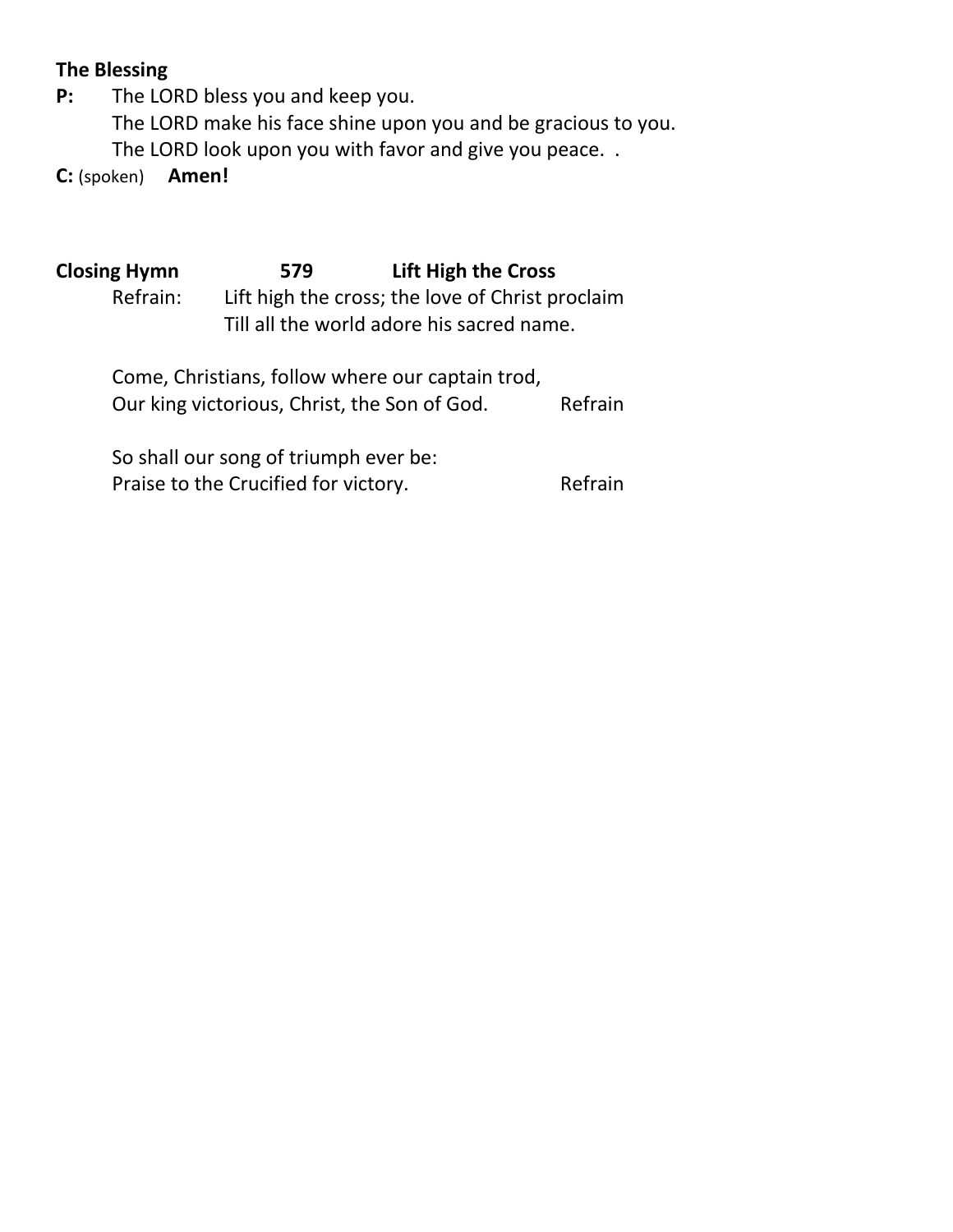**The Blessing**

**P:** The LORD bless you and keep you.
The LORD make his face shine upon you and be gracious to you.
The LORD look upon you with favor and give you peace. .

**C:** (spoken) **Amen!**

**Closing Hymn 579 Lift High the Cross**

Refrain: Lift high the cross; the love of Christ proclaim
Till all the world adore his sacred name.

Come, Christians, follow where our captain trod,
Our king victorious, Christ, the Son of God. Refrain

So shall our song of triumph ever be:
Praise to the Crucified for victory. Refrain